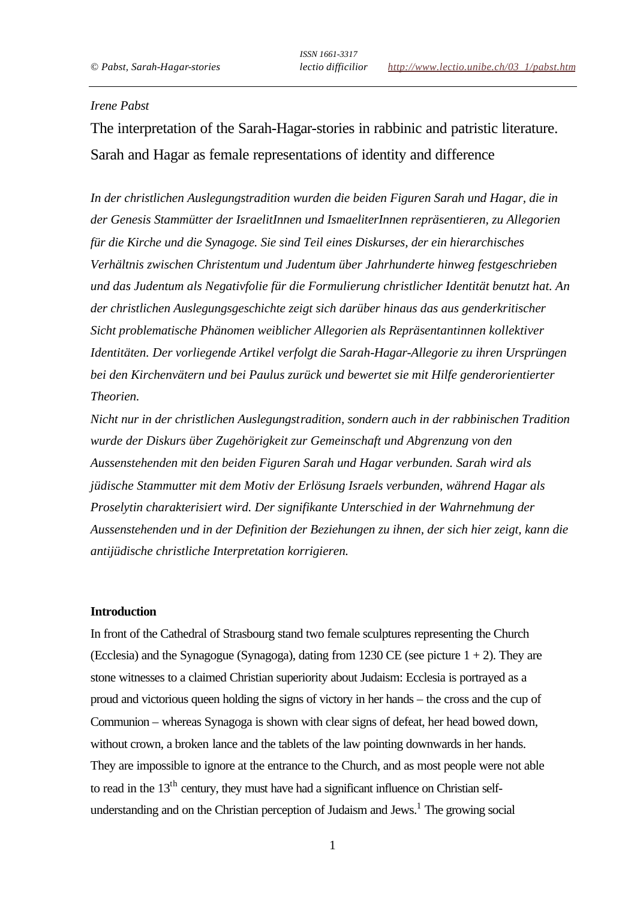*Irene Pabst*

# The interpretation of the Sarah-Hagar-stories in rabbinic and patristic literature. Sarah and Hagar as female representations of identity and difference

*In der christlichen Auslegungstradition wurden die beiden Figuren Sarah und Hagar, die in der Genesis Stammütter der IsraelitInnen und IsmaeliterInnen repräsentieren, zu Allegorien für die Kirche und die Synagoge. Sie sind Teil eines Diskurses, der ein hierarchisches Verhältnis zwischen Christentum und Judentum über Jahrhunderte hinweg festgeschrieben und das Judentum als Negativfolie für die Formulierung christlicher Identität benutzt hat. An der christlichen Auslegungsgeschichte zeigt sich darüber hinaus das aus genderkritischer Sicht problematische Phänomen weiblicher Allegorien als Repräsentantinnen kollektiver Identitäten. Der vorliegende Artikel verfolgt die Sarah-Hagar-Allegorie zu ihren Ursprüngen bei den Kirchenvätern und bei Paulus zurück und bewertet sie mit Hilfe genderorientierter Theorien.*

*Nicht nur in der christlichen Auslegungstradition, sondern auch in der rabbinischen Tradition wurde der Diskurs über Zugehörigkeit zur Gemeinschaft und Abgrenzung von den Aussenstehenden mit den beiden Figuren Sarah und Hagar verbunden. Sarah wird als jüdische Stammutter mit dem Motiv der Erlösung Israels verbunden, während Hagar als Proselytin charakterisiert wird. Der signifikante Unterschied in der Wahrnehmung der Aussenstehenden und in der Definition der Beziehungen zu ihnen, der sich hier zeigt, kann die antijüdische christliche Interpretation korrigieren.*

## Introduction

In front of the Cathedral of Strasbourg stand two female sculptures representing the Church (Ecclesia) and the Synagogue (Synagoga), dating from 1230 CE (see picture 1 + 2). They are stone witnesses to a claimed Christian superiority about Judaism: Ecclesia is portrayed as a proud and victorious queen holding the signs of victory in her hands – the cross and the cup of Communion – whereas Synagoga is shown with clear signs of defeat, her head bowed down, without crown, a broken lance and the tablets of the law pointing downwards in her hands. They are impossible to ignore at the entrance to the Church, and as most people were not able to read in the 13th century, they must have had a significant influence on Christian self-understanding and on the Christian perception of Judaism and Jews.[1] The growing social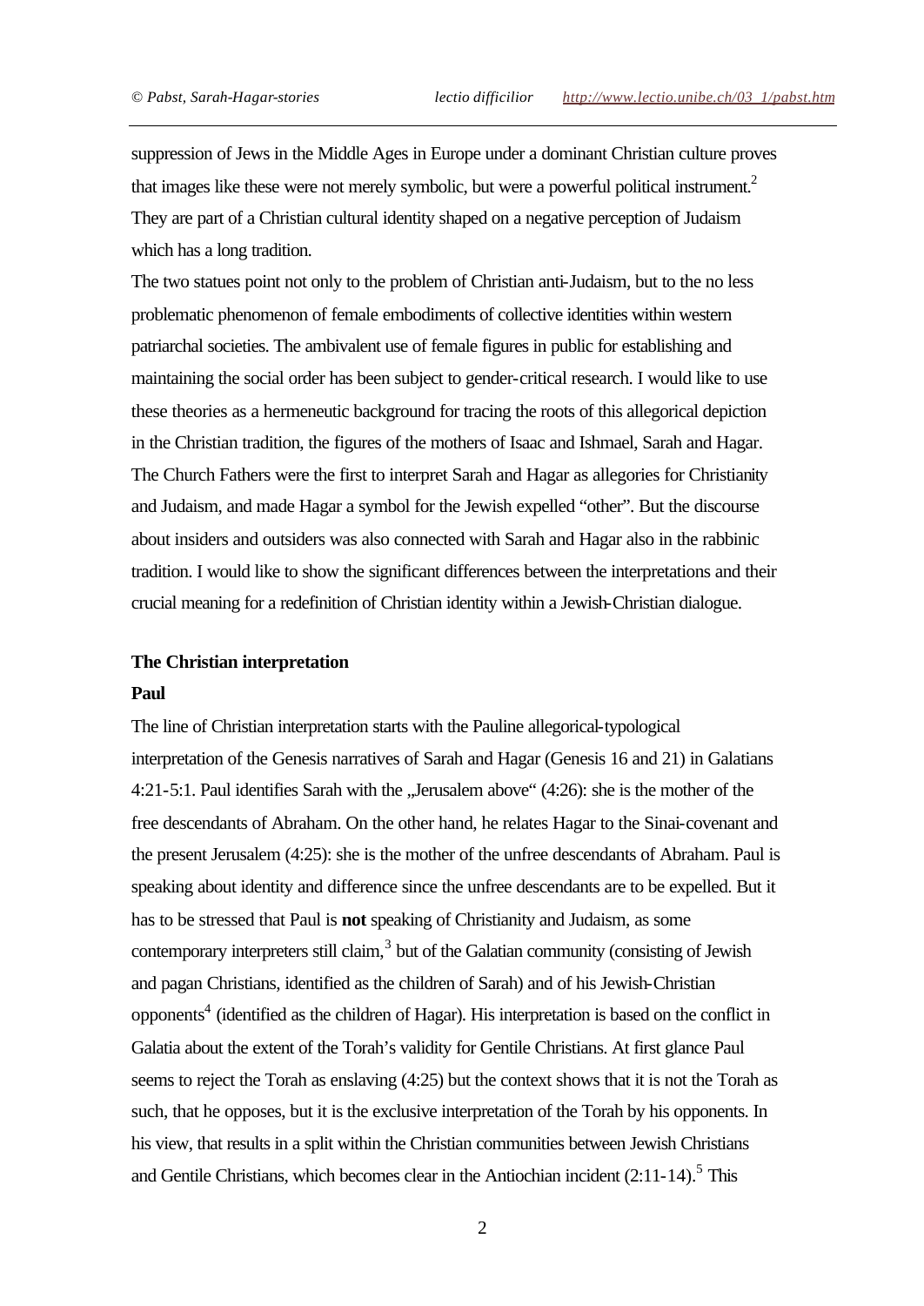suppression of Jews in the Middle Ages in Europe under a dominant Christian culture proves that images like these were not merely symbolic, but were a powerful political instrument.[2] They are part of a Christian cultural identity shaped on a negative perception of Judaism which has a long tradition.

The two statues point not only to the problem of Christian anti-Judaism, but to the no less problematic phenomenon of female embodiments of collective identities within western patriarchal societies. The ambivalent use of female figures in public for establishing and maintaining the social order has been subject to gender-critical research. I would like to use these theories as a hermeneutic background for tracing the roots of this allegorical depiction in the Christian tradition, the figures of the mothers of Isaac and Ishmael, Sarah and Hagar. The Church Fathers were the first to interpret Sarah and Hagar as allegories for Christianity and Judaism, and made Hagar a symbol for the Jewish expelled "other". But the discourse about insiders and outsiders was also connected with Sarah and Hagar also in the rabbinic tradition. I would like to show the significant differences between the interpretations and their crucial meaning for a redefinition of Christian identity within a Jewish-Christian dialogue.

**The Christian interpretation**

**Paul**

The line of Christian interpretation starts with the Pauline allegorical-typological interpretation of the Genesis narratives of Sarah and Hagar (Genesis 16 and 21) in Galatians 4:21-5:1. Paul identifies Sarah with the „Jerusalem above" (4:26): she is the mother of the free descendants of Abraham. On the other hand, he relates Hagar to the Sinai-covenant and the present Jerusalem (4:25): she is the mother of the unfree descendants of Abraham. Paul is speaking about identity and difference since the unfree descendants are to be expelled. But it has to be stressed that Paul is **not** speaking of Christianity and Judaism, as some contemporary interpreters still claim,[3] but of the Galatian community (consisting of Jewish and pagan Christians, identified as the children of Sarah) and of his Jewish-Christian opponents[4] (identified as the children of Hagar). His interpretation is based on the conflict in Galatia about the extent of the Torah's validity for Gentile Christians. At first glance Paul seems to reject the Torah as enslaving (4:25) but the context shows that it is not the Torah as such, that he opposes, but it is the exclusive interpretation of the Torah by his opponents. In his view, that results in a split within the Christian communities between Jewish Christians and Gentile Christians, which becomes clear in the Antiochian incident (2:11-14).[5] This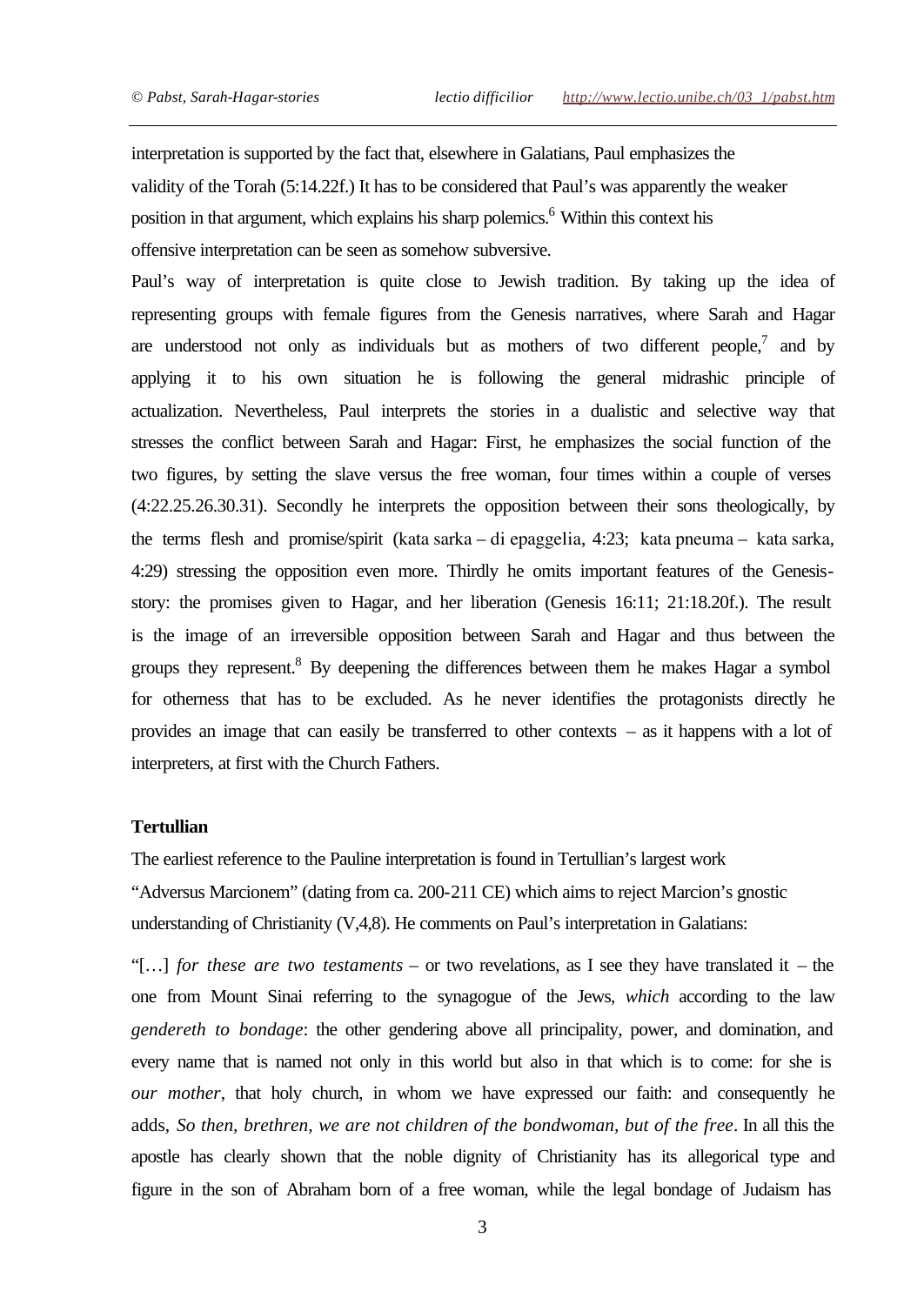interpretation is supported by the fact that, elsewhere in Galatians, Paul emphasizes the validity of the Torah (5:14.22f.) It has to be considered that Paul's was apparently the weaker position in that argument, which explains his sharp polemics.[6] Within this context his offensive interpretation can be seen as somehow subversive.

Paul's way of interpretation is quite close to Jewish tradition. By taking up the idea of representing groups with female figures from the Genesis narratives, where Sarah and Hagar are understood not only as individuals but as mothers of two different people,[7] and by applying it to his own situation he is following the general midrashic principle of actualization. Nevertheless, Paul interprets the stories in a dualistic and selective way that stresses the conflict between Sarah and Hagar: First, he emphasizes the social function of the two figures, by setting the slave versus the free woman, four times within a couple of verses (4:22.25.26.30.31). Secondly he interprets the opposition between their sons theologically, by the terms flesh and promise/spirit (kata sarka – di epaggelia, 4:23; kata pneuma – kata sarka, 4:29) stressing the opposition even more. Thirdly he omits important features of the Genesis-story: the promises given to Hagar, and her liberation (Genesis 16:11; 21:18.20f.). The result is the image of an irreversible opposition between Sarah and Hagar and thus between the groups they represent.[8] By deepening the differences between them he makes Hagar a symbol for otherness that has to be excluded. As he never identifies the protagonists directly he provides an image that can easily be transferred to other contexts – as it happens with a lot of interpreters, at first with the Church Fathers.

**Tertullian**

The earliest reference to the Pauline interpretation is found in Tertullian's largest work "Adversus Marcionem" (dating from ca. 200-211 CE) which aims to reject Marcion's gnostic understanding of Christianity (V,4,8). He comments on Paul's interpretation in Galatians:

"[…] *for these are two testaments* – or two revelations, as I see they have translated it – the one from Mount Sinai referring to the synagogue of the Jews, *which* according to the law *gendereth to bondage*: the other gendering above all principality, power, and domination, and every name that is named not only in this world but also in that which is to come: for she is *our mother*, that holy church, in whom we have expressed our faith: and consequently he adds, *So then, brethren, we are not children of the bondwoman, but of the free*. In all this the apostle has clearly shown that the noble dignity of Christianity has its allegorical type and figure in the son of Abraham born of a free woman, while the legal bondage of Judaism has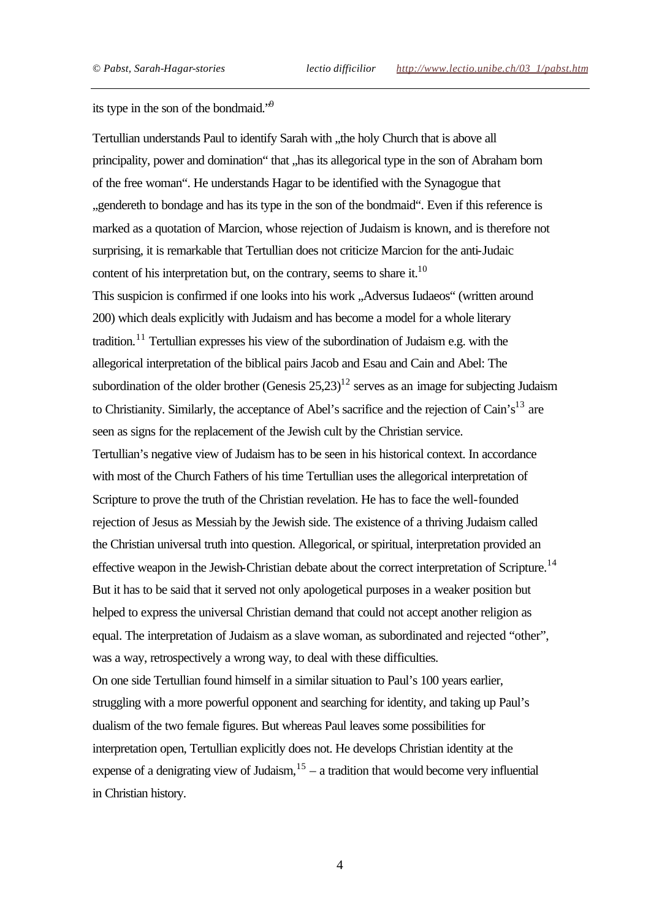its type in the son of the bondmaid."[9]

Tertullian understands Paul to identify Sarah with „the holy Church that is above all principality, power and domination" that „has its allegorical type in the son of Abraham born of the free woman". He understands Hagar to be identified with the Synagogue that „gendereth to bondage and has its type in the son of the bondmaid". Even if this reference is marked as a quotation of Marcion, whose rejection of Judaism is known, and is therefore not surprising, it is remarkable that Tertullian does not criticize Marcion for the anti-Judaic content of his interpretation but, on the contrary, seems to share it.[10]

This suspicion is confirmed if one looks into his work „Adversus Iudaeos" (written around 200) which deals explicitly with Judaism and has become a model for a whole literary tradition.[11] Tertullian expresses his view of the subordination of Judaism e.g. with the allegorical interpretation of the biblical pairs Jacob and Esau and Cain and Abel: The subordination of the older brother (Genesis 25,23)[12] serves as an image for subjecting Judaism to Christianity. Similarly, the acceptance of Abel's sacrifice and the rejection of Cain's[13] are seen as signs for the replacement of the Jewish cult by the Christian service.

Tertullian's negative view of Judaism has to be seen in his historical context. In accordance with most of the Church Fathers of his time Tertullian uses the allegorical interpretation of Scripture to prove the truth of the Christian revelation. He has to face the well-founded rejection of Jesus as Messiah by the Jewish side. The existence of a thriving Judaism called the Christian universal truth into question. Allegorical, or spiritual, interpretation provided an effective weapon in the Jewish-Christian debate about the correct interpretation of Scripture.[14] But it has to be said that it served not only apologetical purposes in a weaker position but helped to express the universal Christian demand that could not accept another religion as equal. The interpretation of Judaism as a slave woman, as subordinated and rejected "other", was a way, retrospectively a wrong way, to deal with these difficulties.

On one side Tertullian found himself in a similar situation to Paul's 100 years earlier, struggling with a more powerful opponent and searching for identity, and taking up Paul's dualism of the two female figures. But whereas Paul leaves some possibilities for interpretation open, Tertullian explicitly does not. He develops Christian identity at the expense of a denigrating view of Judaism,[15] – a tradition that would become very influential in Christian history.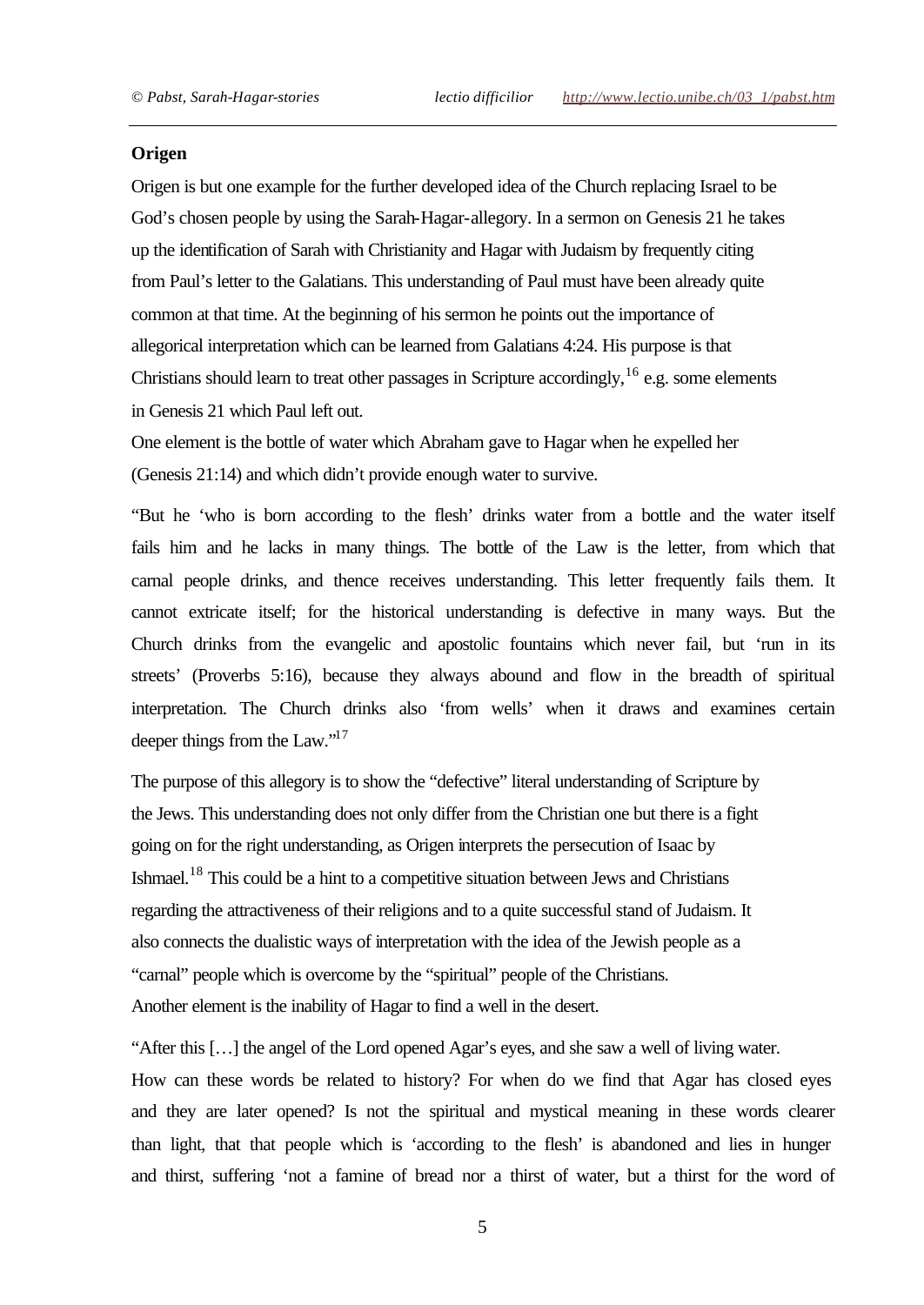**Origen**

Origen is but one example for the further developed idea of the Church replacing Israel to be God's chosen people by using the Sarah-Hagar-allegory. In a sermon on Genesis 21 he takes up the identification of Sarah with Christianity and Hagar with Judaism by frequently citing from Paul's letter to the Galatians. This understanding of Paul must have been already quite common at that time. At the beginning of his sermon he points out the importance of allegorical interpretation which can be learned from Galatians 4:24. His purpose is that Christians should learn to treat other passages in Scripture accordingly,[16] e.g. some elements in Genesis 21 which Paul left out.

One element is the bottle of water which Abraham gave to Hagar when he expelled her (Genesis 21:14) and which didn't provide enough water to survive.

"But he 'who is born according to the flesh' drinks water from a bottle and the water itself fails him and he lacks in many things. The bottle of the Law is the letter, from which that carnal people drinks, and thence receives understanding. This letter frequently fails them. It cannot extricate itself; for the historical understanding is defective in many ways. But the Church drinks from the evangelic and apostolic fountains which never fail, but 'run in its streets' (Proverbs 5:16), because they always abound and flow in the breadth of spiritual interpretation. The Church drinks also 'from wells' when it draws and examines certain deeper things from the Law."[17]

The purpose of this allegory is to show the "defective" literal understanding of Scripture by the Jews. This understanding does not only differ from the Christian one but there is a fight going on for the right understanding, as Origen interprets the persecution of Isaac by Ishmael.[18] This could be a hint to a competitive situation between Jews and Christians regarding the attractiveness of their religions and to a quite successful stand of Judaism. It also connects the dualistic ways of interpretation with the idea of the Jewish people as a "carnal" people which is overcome by the "spiritual" people of the Christians.

Another element is the inability of Hagar to find a well in the desert.

"After this […] the angel of the Lord opened Agar's eyes, and she saw a well of living water. How can these words be related to history? For when do we find that Agar has closed eyes and they are later opened? Is not the spiritual and mystical meaning in these words clearer than light, that that people which is 'according to the flesh' is abandoned and lies in hunger and thirst, suffering 'not a famine of bread nor a thirst of water, but a thirst for the word of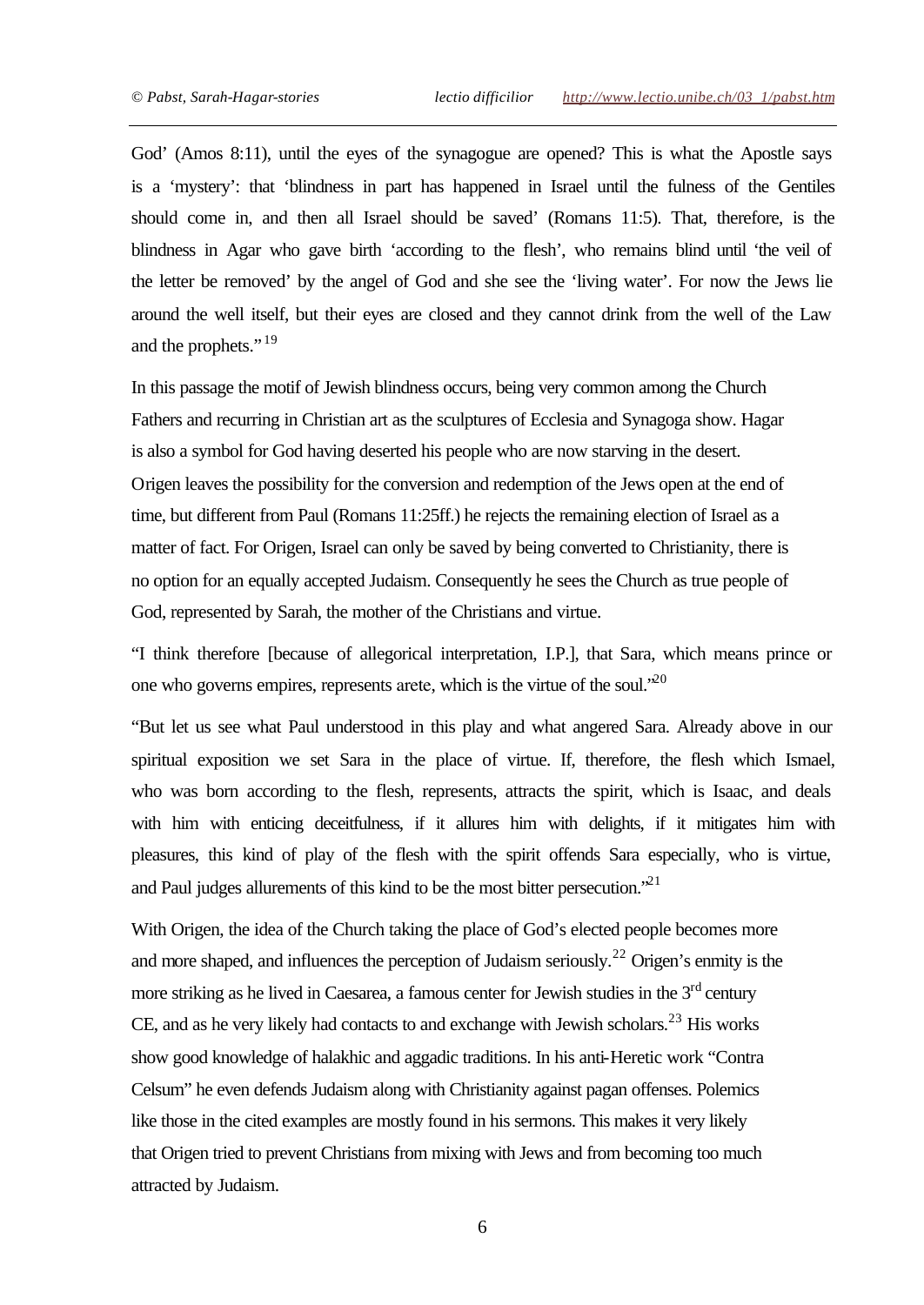God' (Amos 8:11), until the eyes of the synagogue are opened? This is what the Apostle says is a 'mystery': that 'blindness in part has happened in Israel until the fulness of the Gentiles should come in, and then all Israel should be saved' (Romans 11:5). That, therefore, is the blindness in Agar who gave birth 'according to the flesh', who remains blind until 'the veil of the letter be removed' by the angel of God and she see the 'living water'. For now the Jews lie around the well itself, but their eyes are closed and they cannot drink from the well of the Law and the prophets."[19]

In this passage the motif of Jewish blindness occurs, being very common among the Church Fathers and recurring in Christian art as the sculptures of Ecclesia and Synagoga show. Hagar is also a symbol for God having deserted his people who are now starving in the desert. Origen leaves the possibility for the conversion and redemption of the Jews open at the end of time, but different from Paul (Romans 11:25ff.) he rejects the remaining election of Israel as a matter of fact. For Origen, Israel can only be saved by being converted to Christianity, there is no option for an equally accepted Judaism. Consequently he sees the Church as true people of God, represented by Sarah, the mother of the Christians and virtue.

"I think therefore [because of allegorical interpretation, I.P.], that Sara, which means prince or one who governs empires, represents arete, which is the virtue of the soul."[20]

"But let us see what Paul understood in this play and what angered Sara. Already above in our spiritual exposition we set Sara in the place of virtue. If, therefore, the flesh which Ismael, who was born according to the flesh, represents, attracts the spirit, which is Isaac, and deals with him with enticing deceitfulness, if it allures him with delights, if it mitigates him with pleasures, this kind of play of the flesh with the spirit offends Sara especially, who is virtue, and Paul judges allurements of this kind to be the most bitter persecution."[21]

With Origen, the idea of the Church taking the place of God's elected people becomes more and more shaped, and influences the perception of Judaism seriously.[22] Origen's enmity is the more striking as he lived in Caesarea, a famous center for Jewish studies in the 3rd century CE, and as he very likely had contacts to and exchange with Jewish scholars.[23] His works show good knowledge of halakhic and aggadic traditions. In his anti-Heretic work "Contra Celsum" he even defends Judaism along with Christianity against pagan offenses. Polemics like those in the cited examples are mostly found in his sermons. This makes it very likely that Origen tried to prevent Christians from mixing with Jews and from becoming too much attracted by Judaism.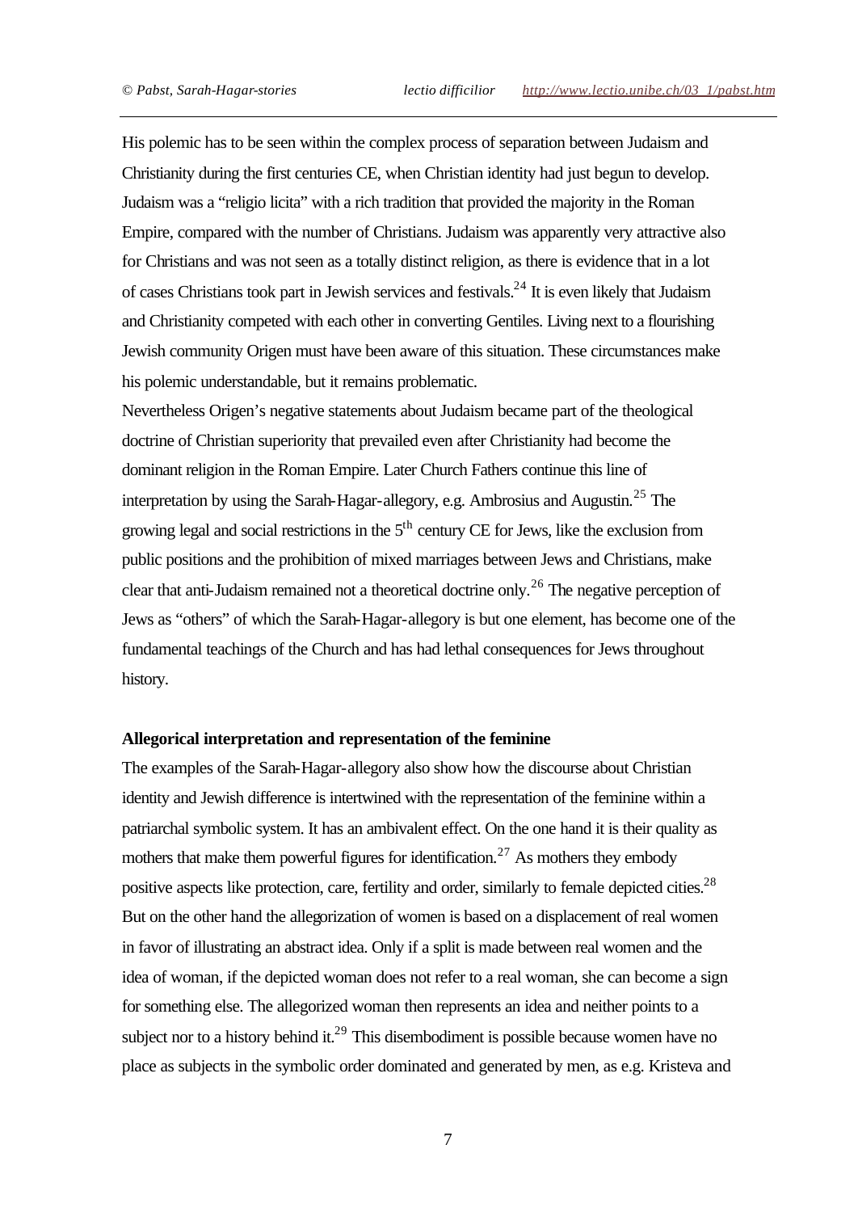His polemic has to be seen within the complex process of separation between Judaism and Christianity during the first centuries CE, when Christian identity had just begun to develop. Judaism was a "religio licita" with a rich tradition that provided the majority in the Roman Empire, compared with the number of Christians. Judaism was apparently very attractive also for Christians and was not seen as a totally distinct religion, as there is evidence that in a lot of cases Christians took part in Jewish services and festivals.[24] It is even likely that Judaism and Christianity competed with each other in converting Gentiles. Living next to a flourishing Jewish community Origen must have been aware of this situation. These circumstances make his polemic understandable, but it remains problematic.

Nevertheless Origen's negative statements about Judaism became part of the theological doctrine of Christian superiority that prevailed even after Christianity had become the dominant religion in the Roman Empire. Later Church Fathers continue this line of interpretation by using the Sarah-Hagar-allegory, e.g. Ambrosius and Augustin.[25] The growing legal and social restrictions in the 5th century CE for Jews, like the exclusion from public positions and the prohibition of mixed marriages between Jews and Christians, make clear that anti-Judaism remained not a theoretical doctrine only.[26] The negative perception of Jews as "others" of which the Sarah-Hagar-allegory is but one element, has become one of the fundamental teachings of the Church and has had lethal consequences for Jews throughout history.

**Allegorical interpretation and representation of the feminine**

The examples of the Sarah-Hagar-allegory also show how the discourse about Christian identity and Jewish difference is intertwined with the representation of the feminine within a patriarchal symbolic system. It has an ambivalent effect. On the one hand it is their quality as mothers that make them powerful figures for identification.[27] As mothers they embody positive aspects like protection, care, fertility and order, similarly to female depicted cities.[28] But on the other hand the allegorization of women is based on a displacement of real women in favor of illustrating an abstract idea. Only if a split is made between real women and the idea of woman, if the depicted woman does not refer to a real woman, she can become a sign for something else. The allegorized woman then represents an idea and neither points to a subject nor to a history behind it.[29] This disembodiment is possible because women have no place as subjects in the symbolic order dominated and generated by men, as e.g. Kristeva and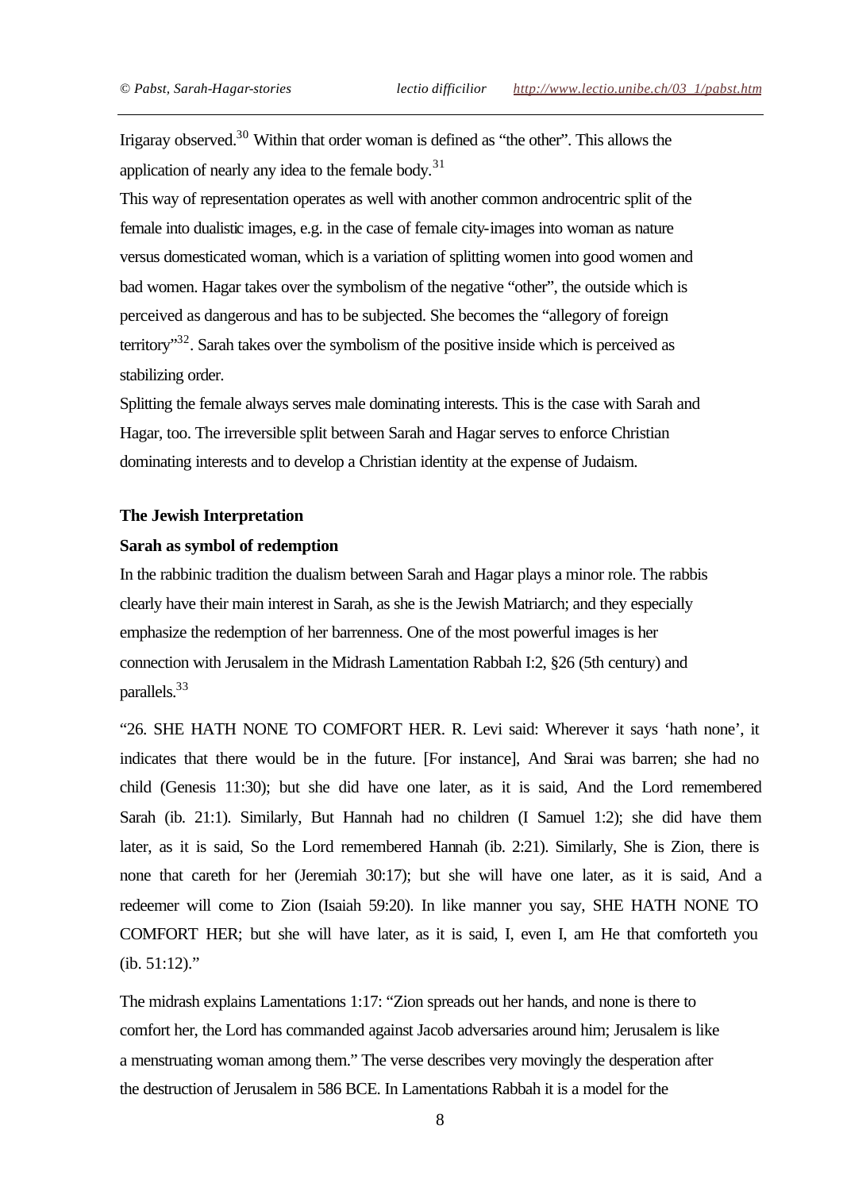Irigaray observed.[30] Within that order woman is defined as "the other". This allows the application of nearly any idea to the female body.[31]

This way of representation operates as well with another common androcentric split of the female into dualistic images, e.g. in the case of female city-images into woman as nature versus domesticated woman, which is a variation of splitting women into good women and bad women. Hagar takes over the symbolism of the negative "other", the outside which is perceived as dangerous and has to be subjected. She becomes the "allegory of foreign territory"[32]. Sarah takes over the symbolism of the positive inside which is perceived as stabilizing order.

Splitting the female always serves male dominating interests. This is the case with Sarah and Hagar, too. The irreversible split between Sarah and Hagar serves to enforce Christian dominating interests and to develop a Christian identity at the expense of Judaism.

**The Jewish Interpretation**

**Sarah as symbol of redemption**

In the rabbinic tradition the dualism between Sarah and Hagar plays a minor role. The rabbis clearly have their main interest in Sarah, as she is the Jewish Matriarch; and they especially emphasize the redemption of her barrenness. One of the most powerful images is her connection with Jerusalem in the Midrash Lamentation Rabbah I:2, §26 (5th century) and parallels.[33]

"26. SHE HATH NONE TO COMFORT HER. R. Levi said: Wherever it says 'hath none', it indicates that there would be in the future. [For instance], And Sarai was barren; she had no child (Genesis 11:30); but she did have one later, as it is said, And the Lord remembered Sarah (ib. 21:1). Similarly, But Hannah had no children (I Samuel 1:2); she did have them later, as it is said, So the Lord remembered Hannah (ib. 2:21). Similarly, She is Zion, there is none that careth for her (Jeremiah 30:17); but she will have one later, as it is said, And a redeemer will come to Zion (Isaiah 59:20). In like manner you say, SHE HATH NONE TO COMFORT HER; but she will have later, as it is said, I, even I, am He that comforteth you (ib. 51:12)."

The midrash explains Lamentations 1:17: "Zion spreads out her hands, and none is there to comfort her, the Lord has commanded against Jacob adversaries around him; Jerusalem is like a menstruating woman among them." The verse describes very movingly the desperation after the destruction of Jerusalem in 586 BCE. In Lamentations Rabbah it is a model for the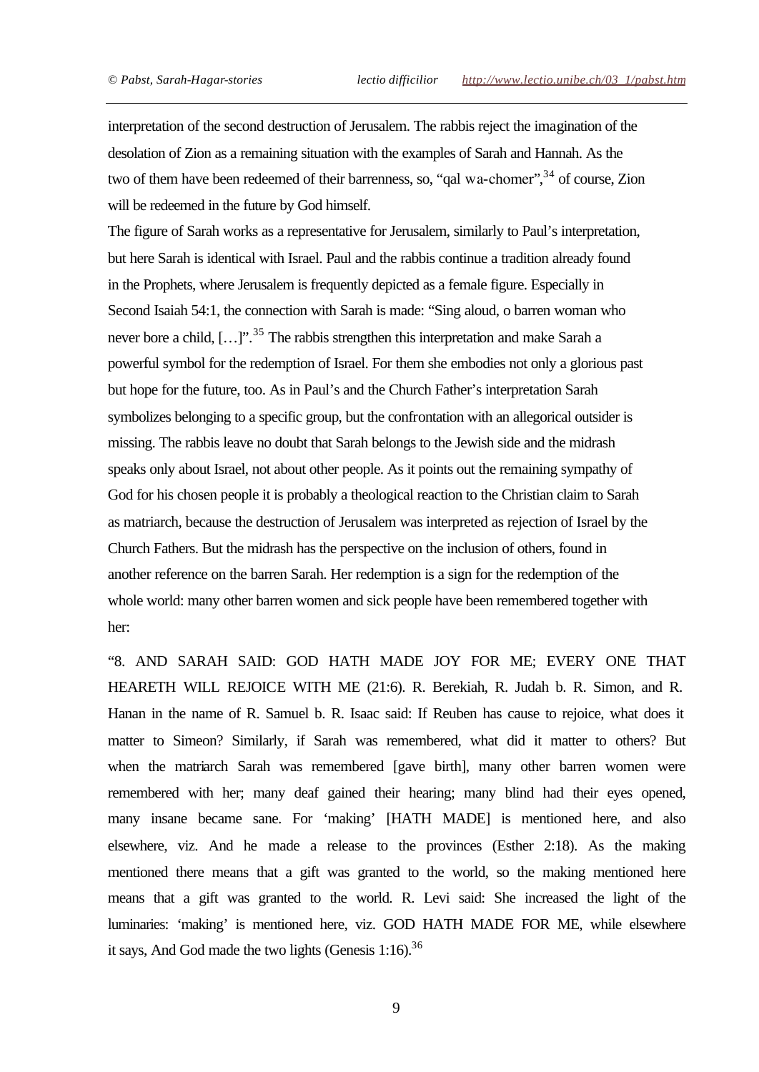interpretation of the second destruction of Jerusalem. The rabbis reject the imagination of the desolation of Zion as a remaining situation with the examples of Sarah and Hannah. As the two of them have been redeemed of their barrenness, so, "qal wa-chomer",[34] of course, Zion will be redeemed in the future by God himself.

The figure of Sarah works as a representative for Jerusalem, similarly to Paul's interpretation, but here Sarah is identical with Israel. Paul and the rabbis continue a tradition already found in the Prophets, where Jerusalem is frequently depicted as a female figure. Especially in Second Isaiah 54:1, the connection with Sarah is made: "Sing aloud, o barren woman who never bore a child, […]".[35] The rabbis strengthen this interpretation and make Sarah a powerful symbol for the redemption of Israel. For them she embodies not only a glorious past but hope for the future, too. As in Paul's and the Church Father's interpretation Sarah symbolizes belonging to a specific group, but the confrontation with an allegorical outsider is missing. The rabbis leave no doubt that Sarah belongs to the Jewish side and the midrash speaks only about Israel, not about other people. As it points out the remaining sympathy of God for his chosen people it is probably a theological reaction to the Christian claim to Sarah as matriarch, because the destruction of Jerusalem was interpreted as rejection of Israel by the Church Fathers. But the midrash has the perspective on the inclusion of others, found in another reference on the barren Sarah. Her redemption is a sign for the redemption of the whole world: many other barren women and sick people have been remembered together with her:

"8. AND SARAH SAID: GOD HATH MADE JOY FOR ME; EVERY ONE THAT HEARETH WILL REJOICE WITH ME (21:6). R. Berekiah, R. Judah b. R. Simon, and R. Hanan in the name of R. Samuel b. R. Isaac said: If Reuben has cause to rejoice, what does it matter to Simeon? Similarly, if Sarah was remembered, what did it matter to others? But when the matriarch Sarah was remembered [gave birth], many other barren women were remembered with her; many deaf gained their hearing; many blind had their eyes opened, many insane became sane. For 'making' [HATH MADE] is mentioned here, and also elsewhere, viz. And he made a release to the provinces (Esther 2:18). As the making mentioned there means that a gift was granted to the world, so the making mentioned here means that a gift was granted to the world. R. Levi said: She increased the light of the luminaries: 'making' is mentioned here, viz. GOD HATH MADE FOR ME, while elsewhere it says, And God made the two lights (Genesis 1:16).[36]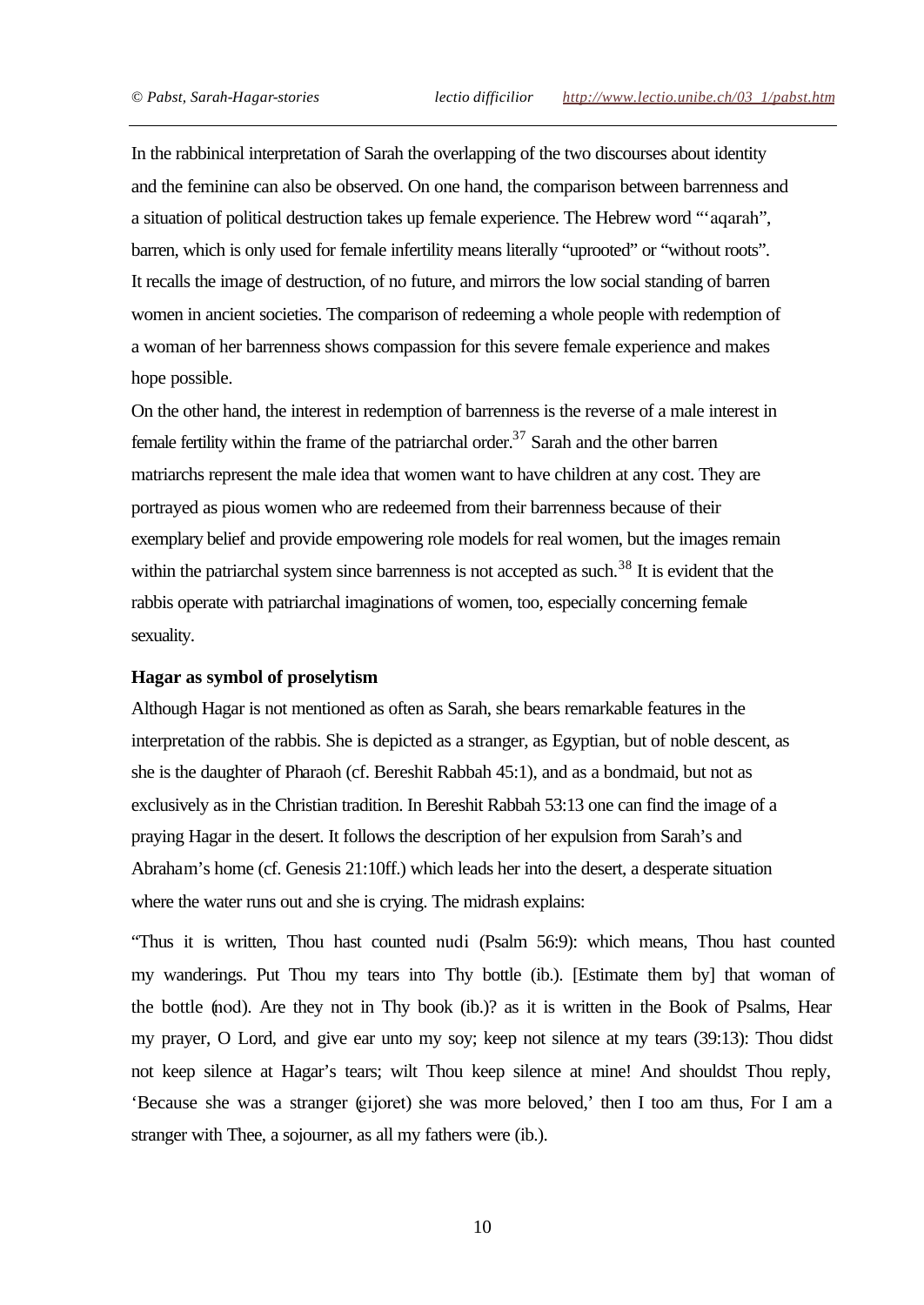In the rabbinical interpretation of Sarah the overlapping of the two discourses about identity and the feminine can also be observed. On one hand, the comparison between barrenness and a situation of political destruction takes up female experience. The Hebrew word "'aqarah", barren, which is only used for female infertility means literally "uprooted" or "without roots". It recalls the image of destruction, of no future, and mirrors the low social standing of barren women in ancient societies. The comparison of redeeming a whole people with redemption of a woman of her barrenness shows compassion for this severe female experience and makes hope possible.

On the other hand, the interest in redemption of barrenness is the reverse of a male interest in female fertility within the frame of the patriarchal order.[37] Sarah and the other barren matriarchs represent the male idea that women want to have children at any cost. They are portrayed as pious women who are redeemed from their barrenness because of their exemplary belief and provide empowering role models for real women, but the images remain within the patriarchal system since barrenness is not accepted as such.[38] It is evident that the rabbis operate with patriarchal imaginations of women, too, especially concerning female sexuality.

**Hagar as symbol of proselytism**

Although Hagar is not mentioned as often as Sarah, she bears remarkable features in the interpretation of the rabbis. She is depicted as a stranger, as Egyptian, but of noble descent, as she is the daughter of Pharaoh (cf. Bereshit Rabbah 45:1), and as a bondmaid, but not as exclusively as in the Christian tradition. In Bereshit Rabbah 53:13 one can find the image of a praying Hagar in the desert. It follows the description of her expulsion from Sarah's and Abraham's home (cf. Genesis 21:10ff.) which leads her into the desert, a desperate situation where the water runs out and she is crying. The midrash explains:

"Thus it is written, Thou hast counted nudi (Psalm 56:9): which means, Thou hast counted my wanderings. Put Thou my tears into Thy bottle (ib.). [Estimate them by] that woman of the bottle (nod). Are they not in Thy book (ib.)? as it is written in the Book of Psalms, Hear my prayer, O Lord, and give ear unto my soy; keep not silence at my tears (39:13): Thou didst not keep silence at Hagar's tears; wilt Thou keep silence at mine! And shouldst Thou reply, 'Because she was a stranger (gijoret) she was more beloved,' then I too am thus, For I am a stranger with Thee, a sojourner, as all my fathers were (ib.).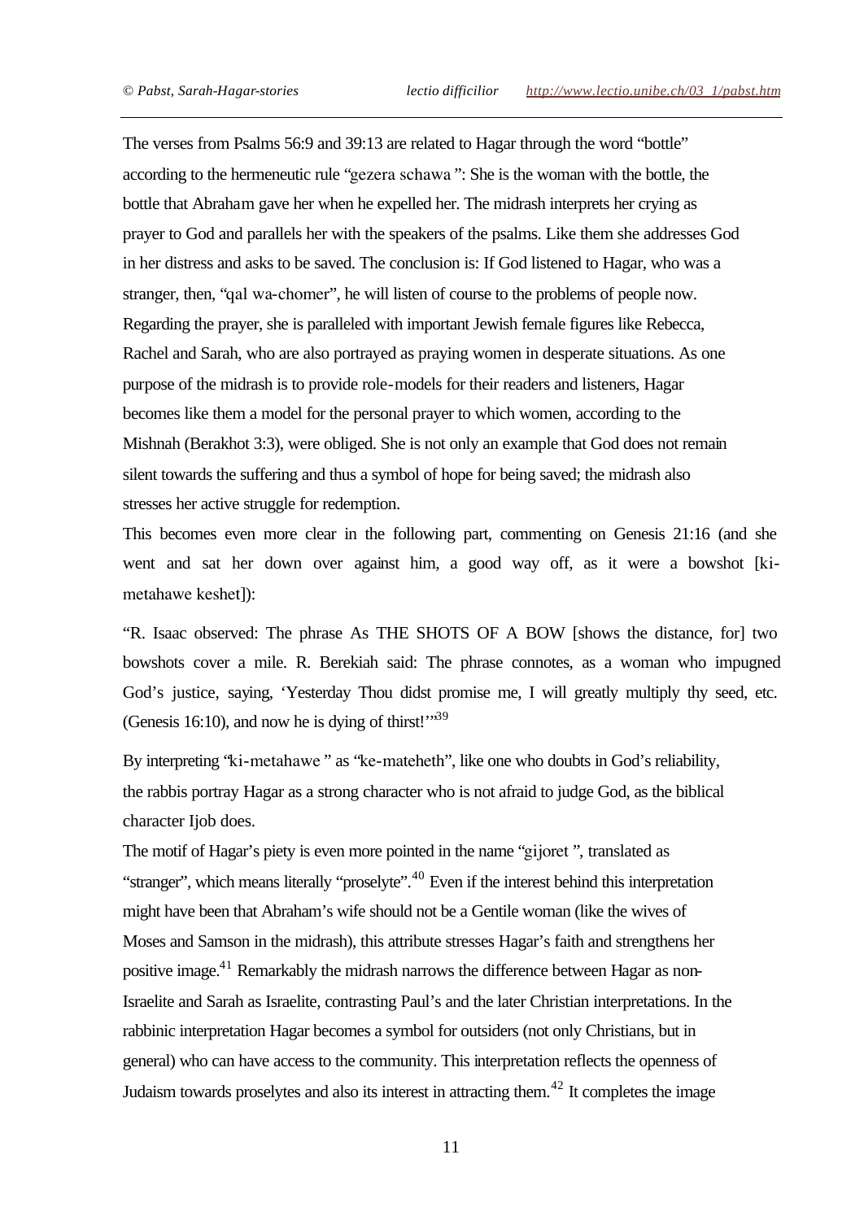The verses from Psalms 56:9 and 39:13 are related to Hagar through the word "bottle" according to the hermeneutic rule "gezera schawa": She is the woman with the bottle, the bottle that Abraham gave her when he expelled her. The midrash interprets her crying as prayer to God and parallels her with the speakers of the psalms. Like them she addresses God in her distress and asks to be saved. The conclusion is: If God listened to Hagar, who was a stranger, then, "qal wa-chomer", he will listen of course to the problems of people now. Regarding the prayer, she is paralleled with important Jewish female figures like Rebecca, Rachel and Sarah, who are also portrayed as praying women in desperate situations. As one purpose of the midrash is to provide role-models for their readers and listeners, Hagar becomes like them a model for the personal prayer to which women, according to the Mishnah (Berakhot 3:3), were obliged. She is not only an example that God does not remain silent towards the suffering and thus a symbol of hope for being saved; the midrash also stresses her active struggle for redemption.

This becomes even more clear in the following part, commenting on Genesis 21:16 (and she went and sat her down over against him, a good way off, as it were a bowshot [ki-metahawe keshet]):

"R. Isaac observed: The phrase As THE SHOTS OF A BOW [shows the distance, for] two bowshots cover a mile. R. Berekiah said: The phrase connotes, as a woman who impugned God's justice, saying, 'Yesterday Thou didst promise me, I will greatly multiply thy seed, etc. (Genesis 16:10), and now he is dying of thirst!'"[39]

By interpreting "ki-metahawe" as "ke-mateheth", like one who doubts in God's reliability, the rabbis portray Hagar as a strong character who is not afraid to judge God, as the biblical character Ijob does.

The motif of Hagar's piety is even more pointed in the name "gijoret", translated as "stranger", which means literally "proselyte".[40] Even if the interest behind this interpretation might have been that Abraham's wife should not be a Gentile woman (like the wives of Moses and Samson in the midrash), this attribute stresses Hagar's faith and strengthens her positive image.[41] Remarkably the midrash narrows the difference between Hagar as non-Israelite and Sarah as Israelite, contrasting Paul's and the later Christian interpretations. In the rabbinic interpretation Hagar becomes a symbol for outsiders (not only Christians, but in general) who can have access to the community. This interpretation reflects the openness of Judaism towards proselytes and also its interest in attracting them.[42] It completes the image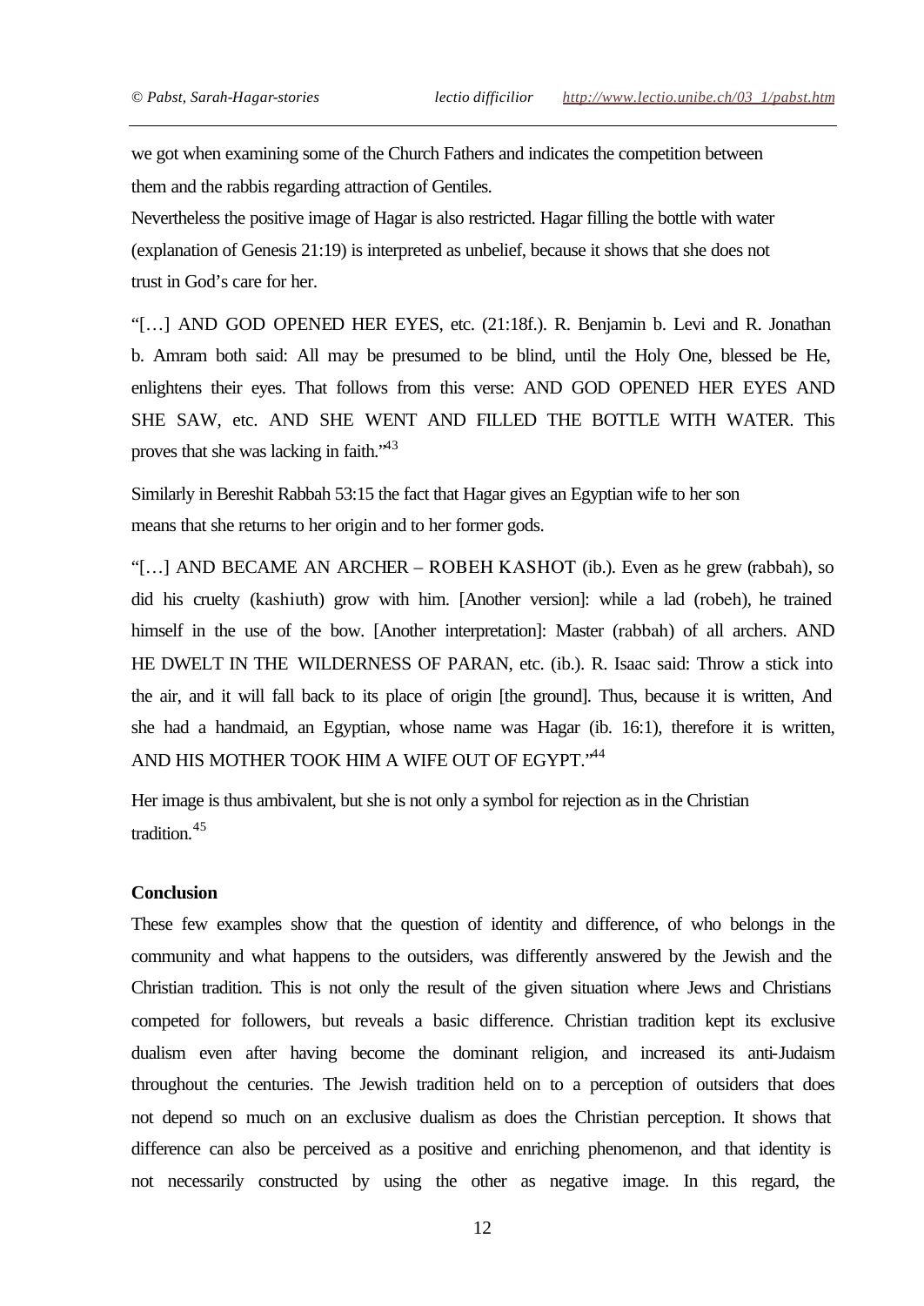we got when examining some of the Church Fathers and indicates the competition between them and the rabbis regarding attraction of Gentiles.

Nevertheless the positive image of Hagar is also restricted. Hagar filling the bottle with water (explanation of Genesis 21:19) is interpreted as unbelief, because it shows that she does not trust in God's care for her.

"[…] AND GOD OPENED HER EYES, etc. (21:18f.). R. Benjamin b. Levi and R. Jonathan b. Amram both said: All may be presumed to be blind, until the Holy One, blessed be He, enlightens their eyes. That follows from this verse: AND GOD OPENED HER EYES AND SHE SAW, etc. AND SHE WENT AND FILLED THE BOTTLE WITH WATER. This proves that she was lacking in faith."[43]

Similarly in Bereshit Rabbah 53:15 the fact that Hagar gives an Egyptian wife to her son means that she returns to her origin and to her former gods.

"[…] AND BECAME AN ARCHER – ROBEH KASHOT (ib.). Even as he grew (rabbah), so did his cruelty (kashiuth) grow with him. [Another version]: while a lad (robeh), he trained himself in the use of the bow. [Another interpretation]: Master (rabbah) of all archers. AND HE DWELT IN THE WILDERNESS OF PARAN, etc. (ib.). R. Isaac said: Throw a stick into the air, and it will fall back to its place of origin [the ground]. Thus, because it is written, And she had a handmaid, an Egyptian, whose name was Hagar (ib. 16:1), therefore it is written, AND HIS MOTHER TOOK HIM A WIFE OUT OF EGYPT."[44]

Her image is thus ambivalent, but she is not only a symbol for rejection as in the Christian tradition.[45]

**Conclusion**

These few examples show that the question of identity and difference, of who belongs in the community and what happens to the outsiders, was differently answered by the Jewish and the Christian tradition. This is not only the result of the given situation where Jews and Christians competed for followers, but reveals a basic difference. Christian tradition kept its exclusive dualism even after having become the dominant religion, and increased its anti-Judaism throughout the centuries. The Jewish tradition held on to a perception of outsiders that does not depend so much on an exclusive dualism as does the Christian perception. It shows that difference can also be perceived as a positive and enriching phenomenon, and that identity is not necessarily constructed by using the other as negative image. In this regard, the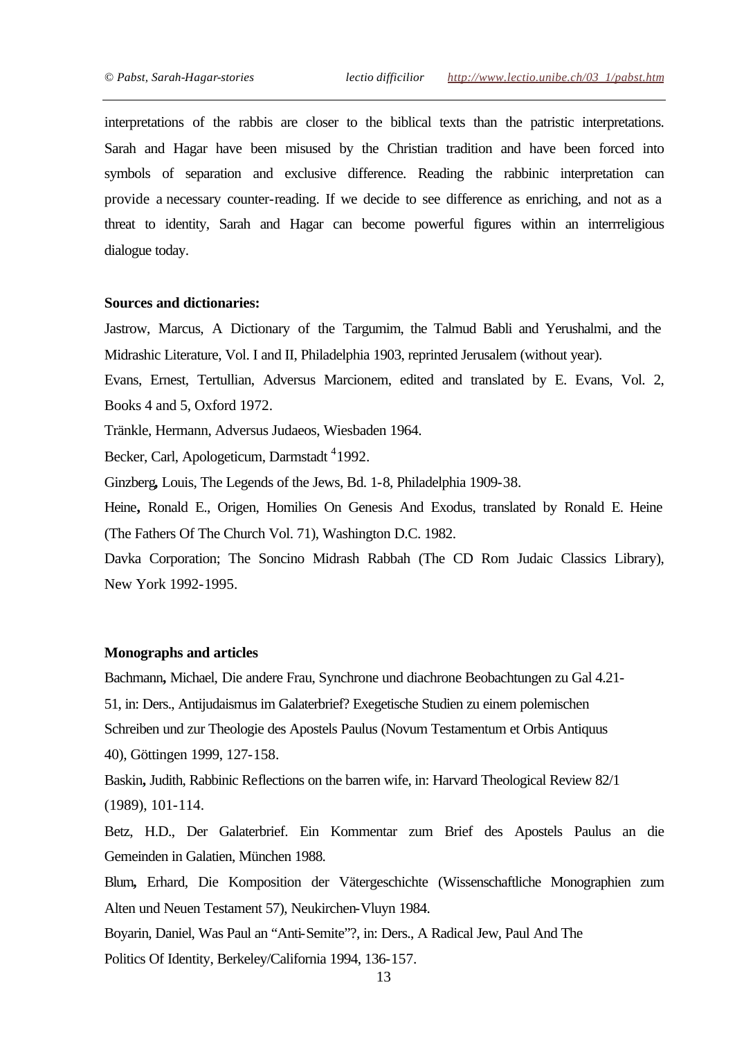interpretations of the rabbis are closer to the biblical texts than the patristic interpretations. Sarah and Hagar have been misused by the Christian tradition and have been forced into symbols of separation and exclusive difference. Reading the rabbinic interpretation can provide a necessary counter-reading. If we decide to see difference as enriching, and not as a threat to identity, Sarah and Hagar can become powerful figures within an interrreligious dialogue today.

**Sources and dictionaries:**

Jastrow, Marcus, A Dictionary of the Targumim, the Talmud Babli and Yerushalmi, and the Midrashic Literature, Vol. I and II, Philadelphia 1903, reprinted Jerusalem (without year).

Evans, Ernest, Tertullian, Adversus Marcionem, edited and translated by E. Evans, Vol. 2, Books 4 and 5, Oxford 1972.

Tränkle, Hermann, Adversus Judaeos, Wiesbaden 1964.

Becker, Carl, Apologeticum, Darmstadt [4]1992.

Ginzberg**,** Louis, The Legends of the Jews, Bd. 1-8, Philadelphia 1909-38.

Heine**,** Ronald E., Origen, Homilies On Genesis And Exodus, translated by Ronald E. Heine (The Fathers Of The Church Vol. 71), Washington D.C. 1982.

Davka Corporation; The Soncino Midrash Rabbah (The CD Rom Judaic Classics Library), New York 1992-1995.

**Monographs and articles**

Bachmann**,** Michael, Die andere Frau, Synchrone und diachrone Beobachtungen zu Gal 4.21-51, in: Ders., Antijudaismus im Galaterbrief? Exegetische Studien zu einem polemischen Schreiben und zur Theologie des Apostels Paulus (Novum Testamentum et Orbis Antiquus 40), Göttingen 1999, 127-158.

Baskin**,** Judith, Rabbinic Reflections on the barren wife, in: Harvard Theological Review 82/1 (1989), 101-114.

Betz, H.D., Der Galaterbrief. Ein Kommentar zum Brief des Apostels Paulus an die Gemeinden in Galatien, München 1988.

Blum**,** Erhard, Die Komposition der Vätergeschichte (Wissenschaftliche Monographien zum Alten und Neuen Testament 57), Neukirchen-Vluyn 1984.

Boyarin, Daniel, Was Paul an "Anti-Semite"?, in: Ders., A Radical Jew, Paul And The Politics Of Identity, Berkeley/California 1994, 136-157.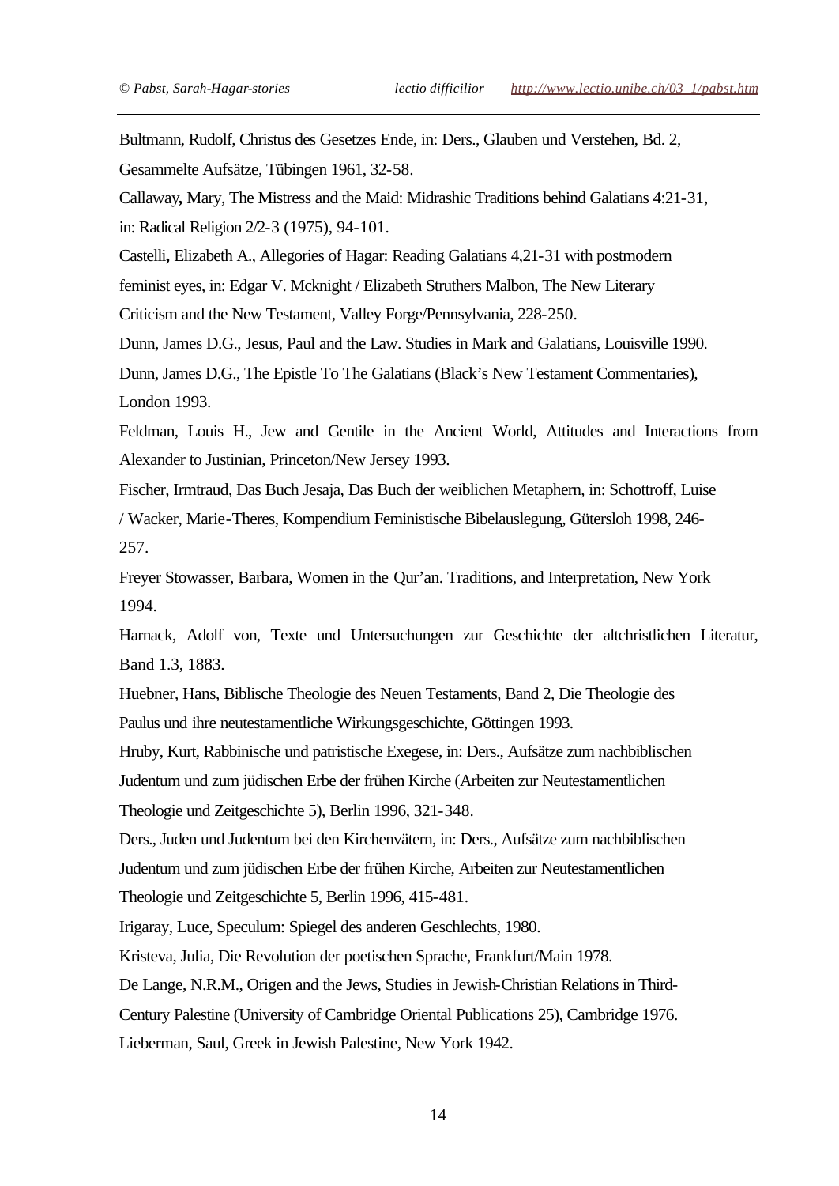Bultmann, Rudolf, Christus des Gesetzes Ende, in: Ders., Glauben und Verstehen, Bd. 2, Gesammelte Aufsätze, Tübingen 1961, 32-58.

Callaway, Mary, The Mistress and the Maid: Midrashic Traditions behind Galatians 4:21-31, in: Radical Religion 2/2-3 (1975), 94-101.

Castelli, Elizabeth A., Allegories of Hagar: Reading Galatians 4,21-31 with postmodern feminist eyes, in: Edgar V. Mcknight / Elizabeth Struthers Malbon, The New Literary Criticism and the New Testament, Valley Forge/Pennsylvania, 228-250.

Dunn, James D.G., Jesus, Paul and the Law. Studies in Mark and Galatians, Louisville 1990.

Dunn, James D.G., The Epistle To The Galatians (Black's New Testament Commentaries), London 1993.

Feldman, Louis H., Jew and Gentile in the Ancient World, Attitudes and Interactions from Alexander to Justinian, Princeton/New Jersey 1993.

Fischer, Irmtraud, Das Buch Jesaja, Das Buch der weiblichen Metaphern, in: Schottroff, Luise / Wacker, Marie-Theres, Kompendium Feministische Bibelauslegung, Gütersloh 1998, 246-257.

Freyer Stowasser, Barbara, Women in the Qur'an. Traditions, and Interpretation, New York 1994.

Harnack, Adolf von, Texte und Untersuchungen zur Geschichte der altchristlichen Literatur, Band 1.3, 1883.

Huebner, Hans, Biblische Theologie des Neuen Testaments, Band 2, Die Theologie des Paulus und ihre neutestamentliche Wirkungsgeschichte, Göttingen 1993.

Hruby, Kurt, Rabbinische und patristische Exegese, in: Ders., Aufsätze zum nachbiblischen Judentum und zum jüdischen Erbe der frühen Kirche (Arbeiten zur Neutestamentlichen Theologie und Zeitgeschichte 5), Berlin 1996, 321-348.

Ders., Juden und Judentum bei den Kirchenvätern, in: Ders., Aufsätze zum nachbiblischen Judentum und zum jüdischen Erbe der frühen Kirche, Arbeiten zur Neutestamentlichen Theologie und Zeitgeschichte 5, Berlin 1996, 415-481.

Irigaray, Luce, Speculum: Spiegel des anderen Geschlechts, 1980.

Kristeva, Julia, Die Revolution der poetischen Sprache, Frankfurt/Main 1978.

De Lange, N.R.M., Origen and the Jews, Studies in Jewish-Christian Relations in Third-Century Palestine (University of Cambridge Oriental Publications 25), Cambridge 1976.

Lieberman, Saul, Greek in Jewish Palestine, New York 1942.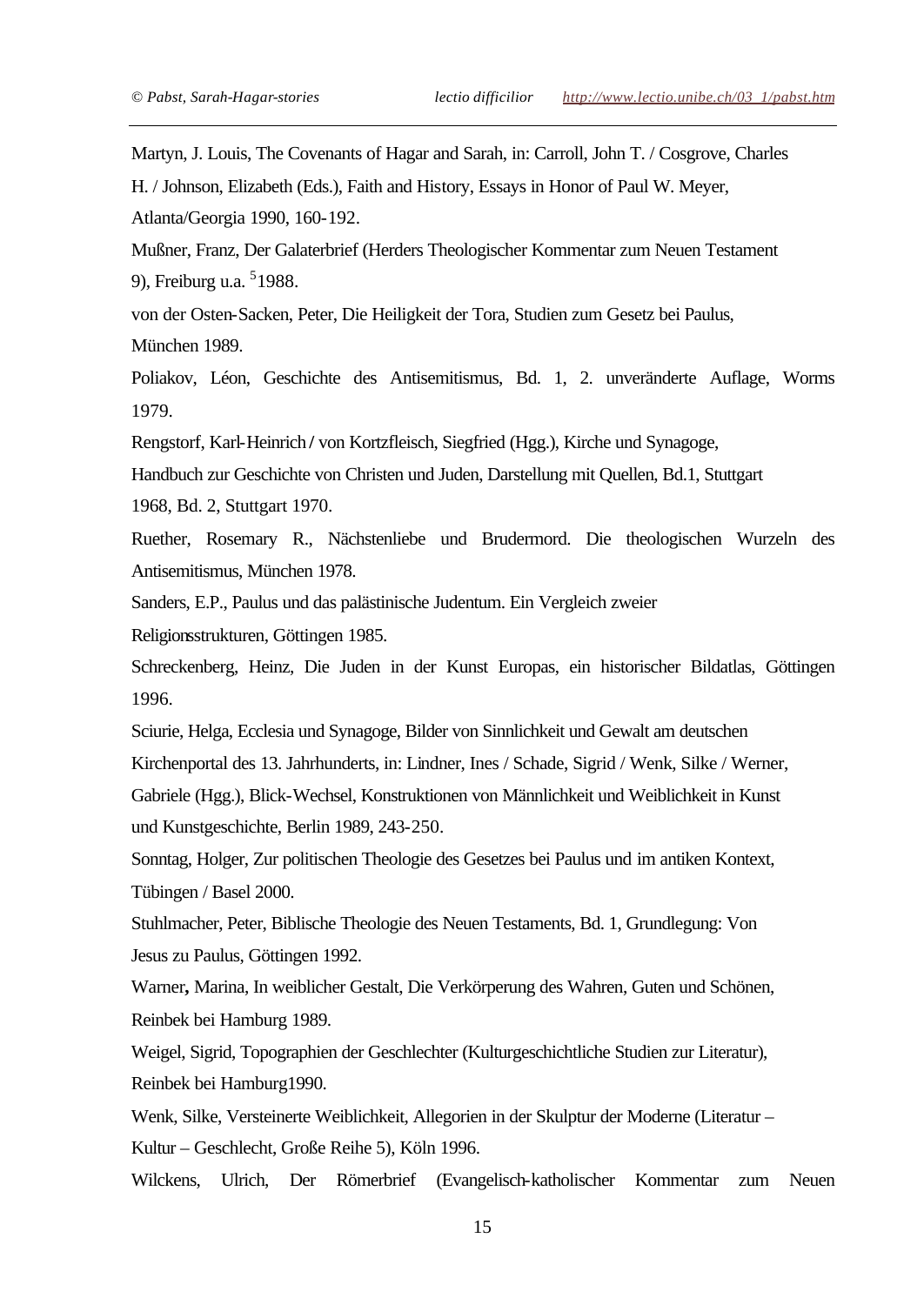Martyn, J. Louis, The Covenants of Hagar and Sarah, in: Carroll, John T. / Cosgrove, Charles H. / Johnson, Elizabeth (Eds.), Faith and History, Essays in Honor of Paul W. Meyer, Atlanta/Georgia 1990, 160-192.

Mußner, Franz, Der Galaterbrief (Herders Theologischer Kommentar zum Neuen Testament 9), Freiburg u.a. [5]1988.

von der Osten-Sacken, Peter, Die Heiligkeit der Tora, Studien zum Gesetz bei Paulus, München 1989.

Poliakov, Léon, Geschichte des Antisemitismus, Bd. 1, 2. unveränderte Auflage, Worms 1979.

Rengstorf, Karl-Heinrich / von Kortzfleisch, Siegfried (Hgg.), Kirche und Synagoge, Handbuch zur Geschichte von Christen und Juden, Darstellung mit Quellen, Bd.1, Stuttgart 1968, Bd. 2, Stuttgart 1970.

Ruether, Rosemary R., Nächstenliebe und Brudermord. Die theologischen Wurzeln des Antisemitismus, München 1978.

Sanders, E.P., Paulus und das palästinische Judentum. Ein Vergleich zweier Religionsstrukturen, Göttingen 1985.

Schreckenberg, Heinz, Die Juden in der Kunst Europas, ein historischer Bildatlas, Göttingen 1996.

Sciurie, Helga, Ecclesia und Synagoge, Bilder von Sinnlichkeit und Gewalt am deutschen Kirchenportal des 13. Jahrhunderts, in: Lindner, Ines / Schade, Sigrid / Wenk, Silke / Werner, Gabriele (Hgg.), Blick-Wechsel, Konstruktionen von Männlichkeit und Weiblichkeit in Kunst und Kunstgeschichte, Berlin 1989, 243-250.

Sonntag, Holger, Zur politischen Theologie des Gesetzes bei Paulus und im antiken Kontext, Tübingen / Basel 2000.

Stuhlmacher, Peter, Biblische Theologie des Neuen Testaments, Bd. 1, Grundlegung: Von Jesus zu Paulus, Göttingen 1992.

Warner**,** Marina, In weiblicher Gestalt, Die Verkörperung des Wahren, Guten und Schönen, Reinbek bei Hamburg 1989.

Weigel, Sigrid, Topographien der Geschlechter (Kulturgeschichtliche Studien zur Literatur), Reinbek bei Hamburg1990.

Wenk, Silke, Versteinerte Weiblichkeit, Allegorien in der Skulptur der Moderne (Literatur – Kultur – Geschlecht, Große Reihe 5), Köln 1996.

Wilckens, Ulrich, Der Römerbrief (Evangelisch-katholischer Kommentar zum Neuen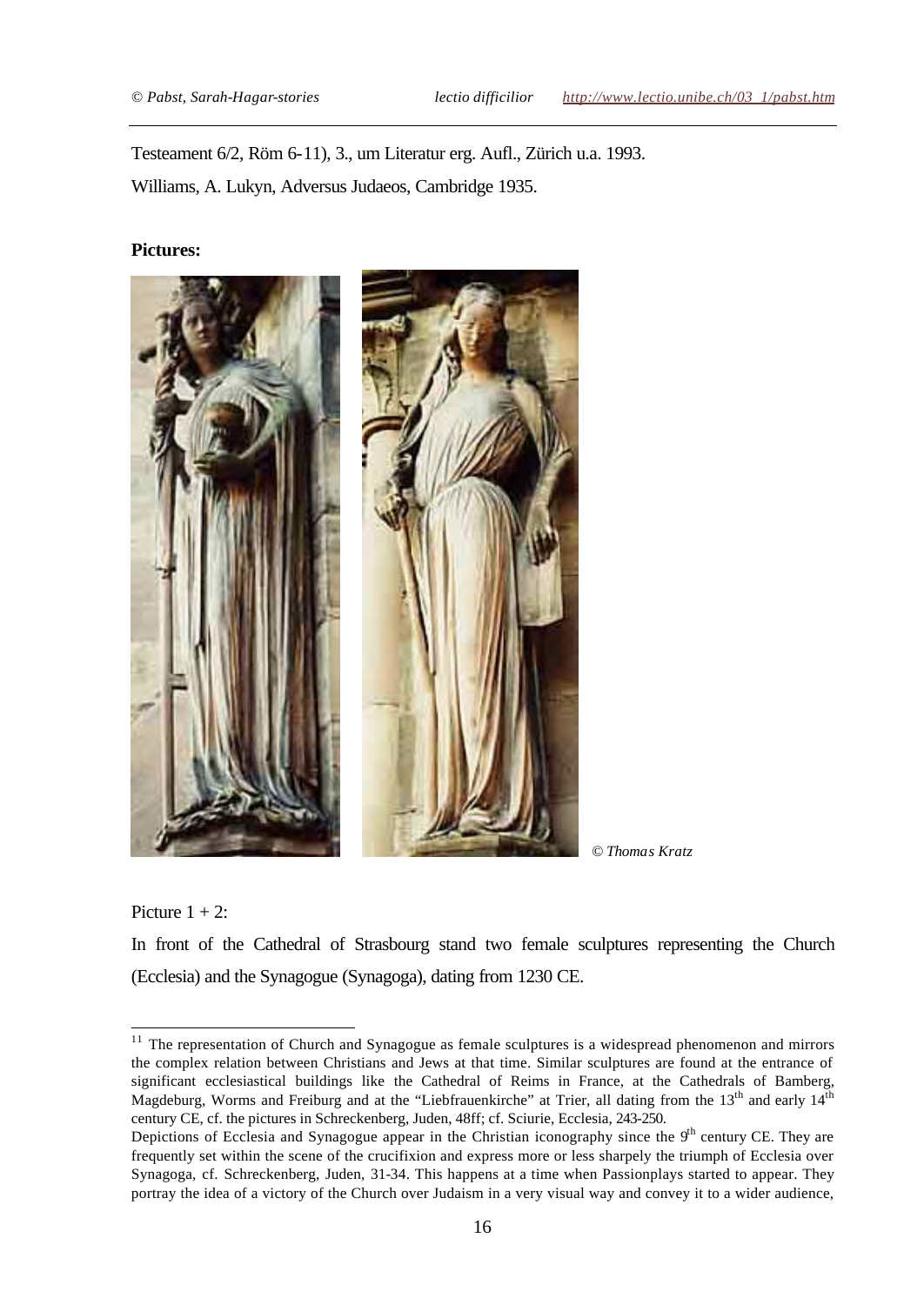Testeament 6/2, Röm 6-11), 3., um Literatur erg. Aufl., Zürich u.a. 1993.

Williams, A. Lukyn, Adversus Judaeos, Cambridge 1935.

**Pictures:**

*© Thomas Kratz*

Picture 1 + 2:

In front of the Cathedral of Strasbourg stand two female sculptures representing the Church (Ecclesia) and the Synagogue (Synagoga), dating from 1230 CE.

---

[11] The representation of Church and Synagogue as female sculptures is a widespread phenomenon and mirrors the complex relation between Christians and Jews at that time. Similar sculptures are found at the entrance of significant ecclesiastical buildings like the Cathedral of Reims in France, at the Cathedrals of Bamberg, Magdeburg, Worms and Freiburg and at the "Liebfrauenkirche" at Trier, all dating from the 13th and early 14th century CE, cf. the pictures in Schreckenberg, Juden, 48ff; cf. Sciurie, Ecclesia, 243-250.

Depictions of Ecclesia and Synagogue appear in the Christian iconography since the 9th century CE. They are frequently set within the scene of the crucifixion and express more or less sharpely the triumph of Ecclesia over Synagoga, cf. Schreckenberg, Juden, 31-34. This happens at a time when Passionplays started to appear. They portray the idea of a victory of the Church over Judaism in a very visual way and convey it to a wider audience,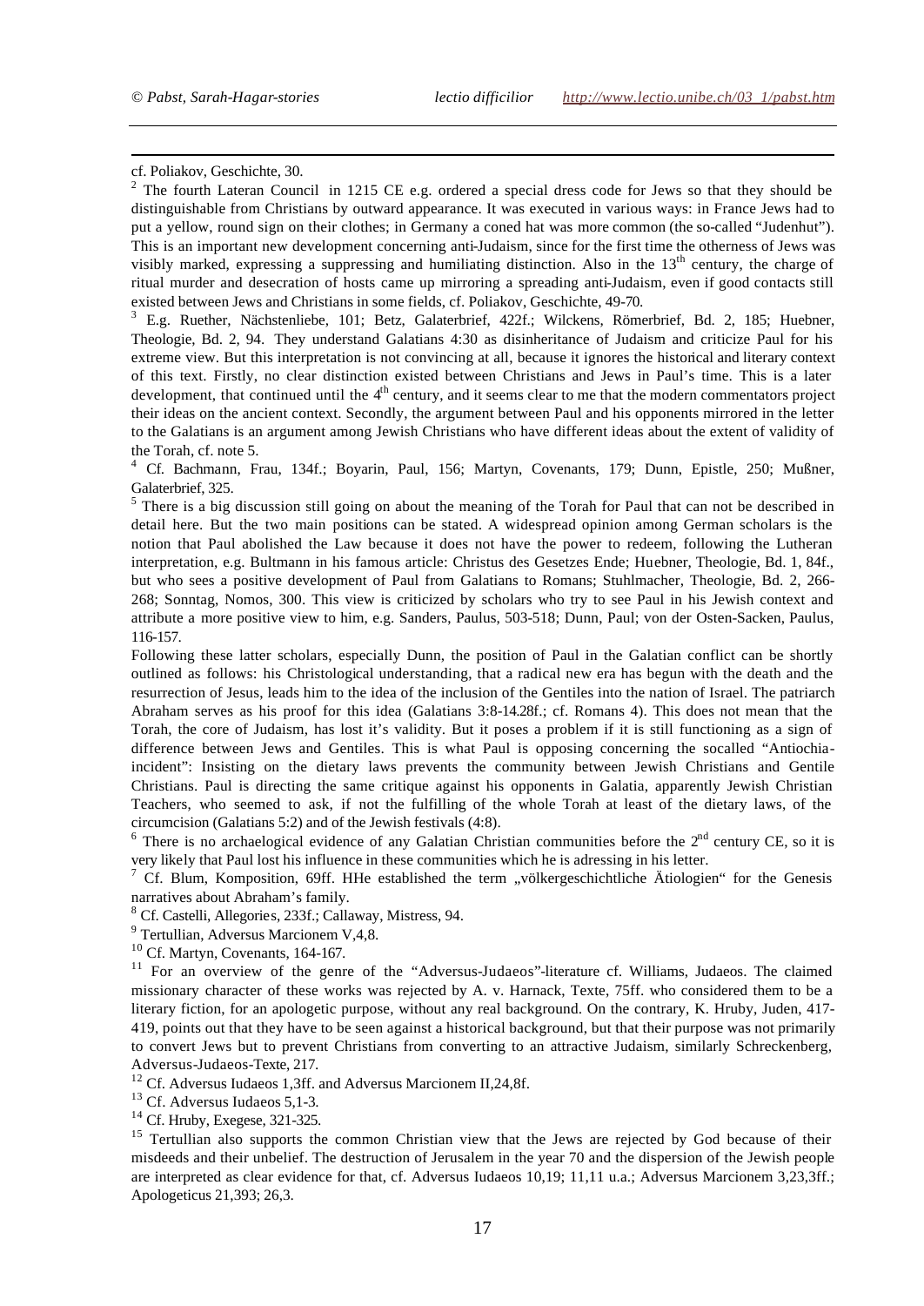cf. Poliakov, Geschichte, 30.

[2] The fourth Lateran Council in 1215 CE e.g. ordered a special dress code for Jews so that they should be distinguishable from Christians by outward appearance. It was executed in various ways: in France Jews had to put a yellow, round sign on their clothes; in Germany a coned hat was more common (the so-called "Judenhut"). This is an important new development concerning anti-Judaism, since for the first time the otherness of Jews was visibly marked, expressing a suppressing and humiliating distinction. Also in the 13th century, the charge of ritual murder and desecration of hosts came up mirroring a spreading anti-Judaism, even if good contacts still existed between Jews and Christians in some fields, cf. Poliakov, Geschichte, 49-70.

[3] E.g. Ruether, Nächstenliebe, 101; Betz, Galaterbrief, 422f.; Wilckens, Römerbrief, Bd. 2, 185; Huebner, Theologie, Bd. 2, 94. They understand Galatians 4:30 as disinheritance of Judaism and criticize Paul for his extreme view. But this interpretation is not convincing at all, because it ignores the historical and literary context of this text. Firstly, no clear distinction existed between Christians and Jews in Paul's time. This is a later development, that continued until the 4th century, and it seems clear to me that the modern commentators project their ideas on the ancient context. Secondly, the argument between Paul and his opponents mirrored in the letter to the Galatians is an argument among Jewish Christians who have different ideas about the extent of validity of the Torah, cf. note 5.

[4] Cf. Bachmann, Frau, 134f.; Boyarin, Paul, 156; Martyn, Covenants, 179; Dunn, Epistle, 250; Mußner, Galaterbrief, 325.

[5] There is a big discussion still going on about the meaning of the Torah for Paul that can not be described in detail here. But the two main positions can be stated. A widespread opinion among German scholars is the notion that Paul abolished the Law because it does not have the power to redeem, following the Lutheran interpretation, e.g. Bultmann in his famous article: Christus des Gesetzes Ende; Huebner, Theologie, Bd. 1, 84f., but who sees a positive development of Paul from Galatians to Romans; Stuhlmacher, Theologie, Bd. 2, 266-268; Sonntag, Nomos, 300. This view is criticized by scholars who try to see Paul in his Jewish context and attribute a more positive view to him, e.g. Sanders, Paulus, 503-518; Dunn, Paul; von der Osten-Sacken, Paulus, 116-157.

Following these latter scholars, especially Dunn, the position of Paul in the Galatian conflict can be shortly outlined as follows: his Christological understanding, that a radical new era has begun with the death and the resurrection of Jesus, leads him to the idea of the inclusion of the Gentiles into the nation of Israel. The patriarch Abraham serves as his proof for this idea (Galatians 3:8-14.28f.; cf. Romans 4). This does not mean that the Torah, the core of Judaism, has lost it's validity. But it poses a problem if it is still functioning as a sign of difference between Jews and Gentiles. This is what Paul is opposing concerning the socalled "Antiochia-incident": Insisting on the dietary laws prevents the community between Jewish Christians and Gentile Christians. Paul is directing the same critique against his opponents in Galatia, apparently Jewish Christian Teachers, who seemed to ask, if not the fulfilling of the whole Torah at least of the dietary laws, of the circumcision (Galatians 5:2) and of the Jewish festivals (4:8).

[6] There is no archaelogical evidence of any Galatian Christian communities before the 2nd century CE, so it is very likely that Paul lost his influence in these communities which he is adressing in his letter.

[7] Cf. Blum, Komposition, 69ff. HHe established the term „völkergeschichtliche Ätiologien" for the Genesis narratives about Abraham's family.

[8] Cf. Castelli, Allegories, 233f.; Callaway, Mistress, 94.

[9] Tertullian, Adversus Marcionem V,4,8.

[10] Cf. Martyn, Covenants, 164-167.

[11] For an overview of the genre of the "Adversus-Judaeos"-literature cf. Williams, Judaeos. The claimed missionary character of these works was rejected by A. v. Harnack, Texte, 75ff. who considered them to be a literary fiction, for an apologetic purpose, without any real background. On the contrary, K. Hruby, Juden, 417-419, points out that they have to be seen against a historical background, but that their purpose was not primarily to convert Jews but to prevent Christians from converting to an attractive Judaism, similarly Schreckenberg, Adversus-Judaeos-Texte, 217.

[12] Cf. Adversus Iudaeos 1,3ff. and Adversus Marcionem II,24,8f.

[13] Cf. Adversus Iudaeos 5,1-3.

[14] Cf. Hruby, Exegese, 321-325.

[15] Tertullian also supports the common Christian view that the Jews are rejected by God because of their misdeeds and their unbelief. The destruction of Jerusalem in the year 70 and the dispersion of the Jewish people are interpreted as clear evidence for that, cf. Adversus Iudaeos 10,19; 11,11 u.a.; Adversus Marcionem 3,23,3ff.; Apologeticus 21,393; 26,3.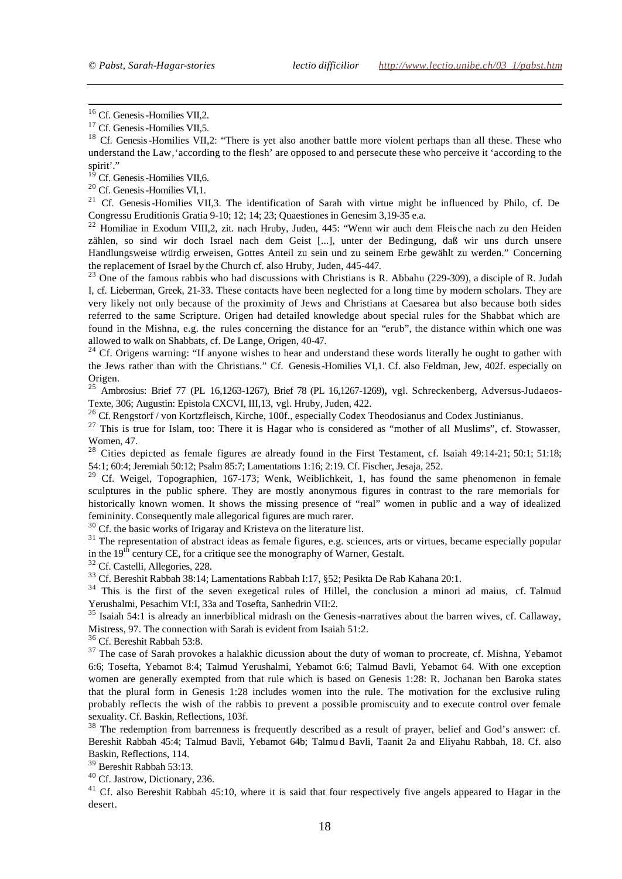[16] Cf. Genesis-Homilies VII,2.

[17] Cf. Genesis-Homilies VII,5.

[18] Cf. Genesis-Homilies VII,2: "There is yet also another battle more violent perhaps than all these. These who understand the Law,'according to the flesh' are opposed to and persecute these who perceive it 'according to the spirit'."

[19] Cf. Genesis-Homilies VII,6.

[20] Cf. Genesis-Homilies VI,1.

[21] Cf. Genesis-Homilies VII,3. The identification of Sarah with virtue might be influenced by Philo, cf. De Congressu Eruditionis Gratia 9-10; 12; 14; 23; Quaestiones in Genesim 3,19-35 e.a.

[22] Homiliae in Exodum VIII,2, zit. nach Hruby, Juden, 445: "Wenn wir auch dem Fleische nach zu den Heiden zählen, so sind wir doch Israel nach dem Geist [...], unter der Bedingung, daß wir uns durch unsere Handlungsweise würdig erweisen, Gottes Anteil zu sein und zu seinem Erbe gewählt zu werden." Concerning the replacement of Israel by the Church cf. also Hruby, Juden, 445-447.

[23] One of the famous rabbis who had discussions with Christians is R. Abbahu (229-309), a disciple of R. Judah I, cf. Lieberman, Greek, 21-33. These contacts have been neglected for a long time by modern scholars. They are very likely not only because of the proximity of Jews and Christians at Caesarea but also because both sides referred to the same Scripture. Origen had detailed knowledge about special rules for the Shabbat which are found in the Mishna, e.g. the rules concerning the distance for an "erub", the distance within which one was allowed to walk on Shabbats, cf. De Lange, Origen, 40-47.

[24] Cf. Origens warning: "If anyone wishes to hear and understand these words literally he ought to gather with the Jews rather than with the Christians." Cf. Genesis-Homilies VI,1. Cf. also Feldman, Jew, 402f. especially on Origen.

[25] Ambrosius: Brief 77 (PL 16,1263-1267), Brief 78 (PL 16,1267-1269), vgl. Schreckenberg, Adversus-Judaeos-Texte, 306; Augustin: Epistola CXCVI, III,13, vgl. Hruby, Juden, 422.

[26] Cf. Rengstorf / von Kortzfleisch, Kirche, 100f., especially Codex Theodosianus and Codex Justinianus.

[27] This is true for Islam, too: There it is Hagar who is considered as "mother of all Muslims", cf. Stowasser, Women, 47.

[28] Cities depicted as female figures are already found in the First Testament, cf. Isaiah 49:14-21; 50:1; 51:18; 54:1; 60:4; Jeremiah 50:12; Psalm 85:7; Lamentations 1:16; 2:19. Cf. Fischer, Jesaja, 252.

[29] Cf. Weigel, Topographien, 167-173; Wenk, Weiblichkeit, 1, has found the same phenomenon in female sculptures in the public sphere. They are mostly anonymous figures in contrast to the rare memorials for historically known women. It shows the missing presence of "real" women in public and a way of idealized femininity. Consequently male allegorical figures are much rarer.

[30] Cf. the basic works of Irigaray and Kristeva on the literature list.

[31] The representation of abstract ideas as female figures, e.g. sciences, arts or virtues, became especially popular in the 19th century CE, for a critique see the monography of Warner, Gestalt.

[32] Cf. Castelli, Allegories, 228.

[33] Cf. Bereshit Rabbah 38:14; Lamentations Rabbah I:17, §52; Pesikta De Rab Kahana 20:1.

[34] This is the first of the seven exegetical rules of Hillel, the conclusion a minori ad maius, cf. Talmud Yerushalmi, Pesachim VI:I, 33a and Tosefta, Sanhedrin VII:2.

[35] Isaiah 54:1 is already an innerbiblical midrash on the Genesis-narratives about the barren wives, cf. Callaway, Mistress, 97. The connection with Sarah is evident from Isaiah 51:2.

[36] Cf. Bereshit Rabbah 53:8.

[37] The case of Sarah provokes a halakhic dicussion about the duty of woman to procreate, cf. Mishna, Yebamot 6:6; Tosefta, Yebamot 8:4; Talmud Yerushalmi, Yebamot 6:6; Talmud Bavli, Yebamot 64. With one exception women are generally exempted from that rule which is based on Genesis 1:28: R. Jochanan ben Baroka states that the plural form in Genesis 1:28 includes women into the rule. The motivation for the exclusive ruling probably reflects the wish of the rabbis to prevent a possible promiscuity and to execute control over female sexuality. Cf. Baskin, Reflections, 103f.

[38] The redemption from barrenness is frequently described as a result of prayer, belief and God's answer: cf. Bereshit Rabbah 45:4; Talmud Bavli, Yebamot 64b; Talmud Bavli, Taanit 2a and Eliyahu Rabbah, 18. Cf. also Baskin, Reflections, 114.

[39] Bereshit Rabbah 53:13.

[40] Cf. Jastrow, Dictionary, 236.

[41] Cf. also Bereshit Rabbah 45:10, where it is said that four respectively five angels appeared to Hagar in the desert.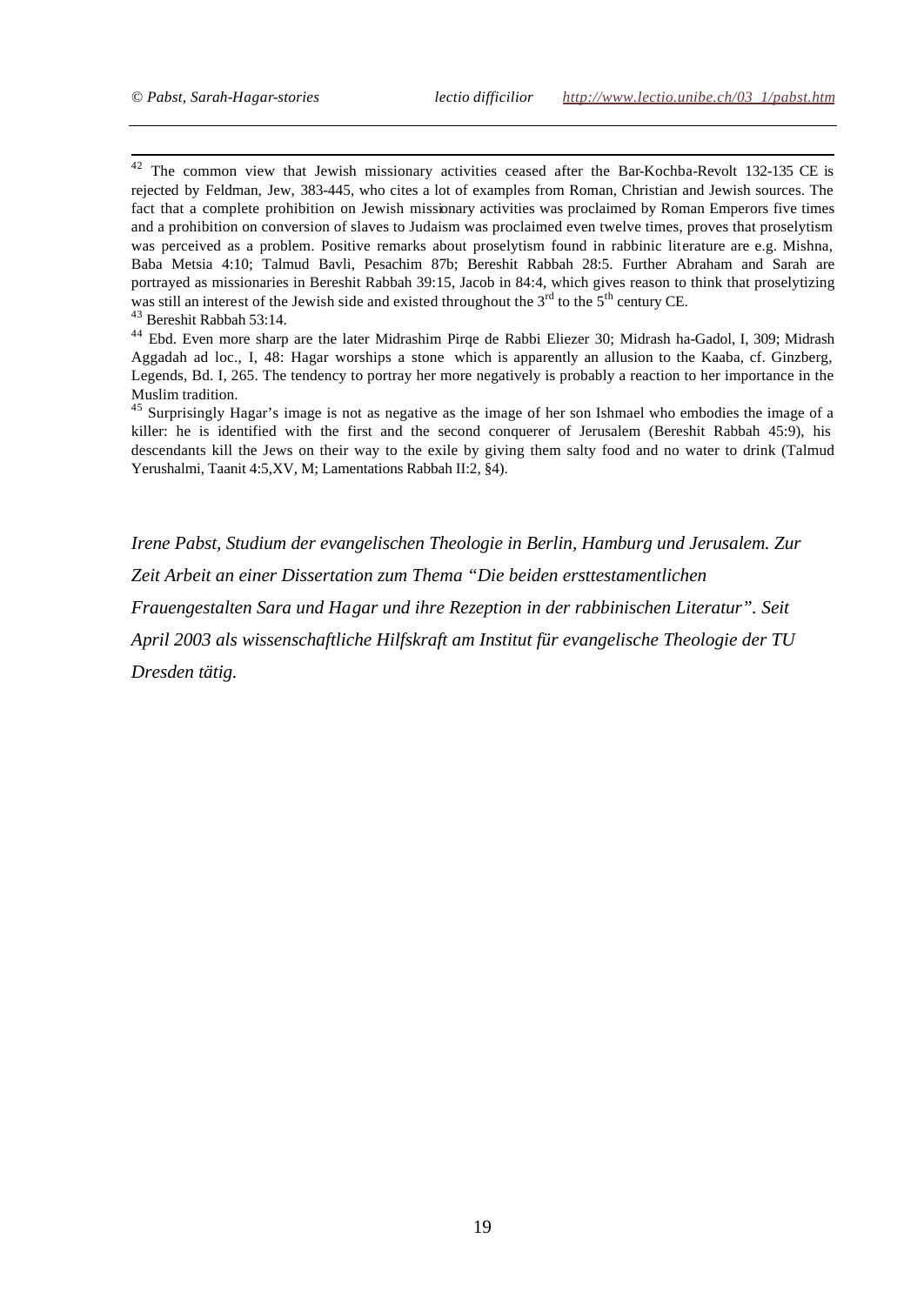[42] The common view that Jewish missionary activities ceased after the Bar-Kochba-Revolt 132-135 CE is rejected by Feldman, Jew, 383-445, who cites a lot of examples from Roman, Christian and Jewish sources. The fact that a complete prohibition on Jewish missionary activities was proclaimed by Roman Emperors five times and a prohibition on conversion of slaves to Judaism was proclaimed even twelve times, proves that proselytism was perceived as a problem. Positive remarks about proselytism found in rabbinic literature are e.g. Mishna, Baba Metsia 4:10; Talmud Bavli, Pesachim 87b; Bereshit Rabbah 28:5. Further Abraham and Sarah are portrayed as missionaries in Bereshit Rabbah 39:15, Jacob in 84:4, which gives reason to think that proselytizing was still an interest of the Jewish side and existed throughout the 3rd to the 5th century CE.

[43] Bereshit Rabbah 53:14.

[44] Ebd. Even more sharp are the later Midrashim Pirqe de Rabbi Eliezer 30; Midrash ha-Gadol, I, 309; Midrash Aggadah ad loc., I, 48: Hagar worships a stone which is apparently an allusion to the Kaaba, cf. Ginzberg, Legends, Bd. I, 265. The tendency to portray her more negatively is probably a reaction to her importance in the Muslim tradition.

[45] Surprisingly Hagar's image is not as negative as the image of her son Ishmael who embodies the image of a killer: he is identified with the first and the second conquerer of Jerusalem (Bereshit Rabbah 45:9), his descendants kill the Jews on their way to the exile by giving them salty food and no water to drink (Talmud Yerushalmi, Taanit 4:5,XV, M; Lamentations Rabbah II:2, §4).

*Irene Pabst, Studium der evangelischen Theologie in Berlin, Hamburg und Jerusalem. Zur Zeit Arbeit an einer Dissertation zum Thema "Die beiden ersttestamentlichen Frauengestalten Sara und Hagar und ihre Rezeption in der rabbinischen Literatur". Seit April 2003 als wissenschaftliche Hilfskraft am Institut für evangelische Theologie der TU Dresden tätig.*